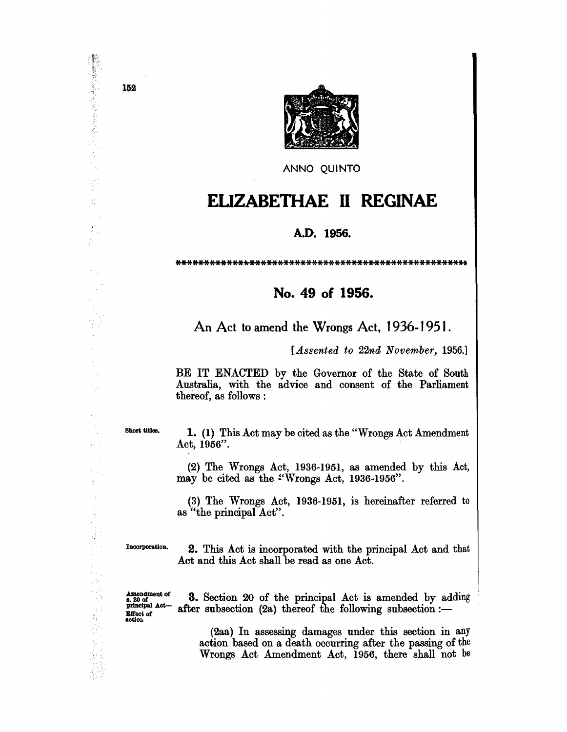ANNO QUINTO

# ELIZABETHAE II REGINAE

## A.D. 1956.

\*\*\*\*\*\*\*\*\*\*\*\*\*\*\*\*\*\*\*\*\*\*\*\*\*\*\*\*\*\*\*\*\*\*\*\*\*\*\*\*\*\*\*\*\*\*\*\*\*\*\*\*\*\*

## No. 49 of 1956.

### An Act to amend the Wrongs Act, 1936-1951.

*[Assented to 22nd November, 1956.]*

BE IT ENACTED by the Governor of the State of South Australia, with the advice and consent of the Parliament thereof, as follows :

Short titles.

**1.** (1) This Act may be cited as the "Wrongs Act Amendment Act, 1956".

(2) The Wrongs Act, 1936-1951, as amended by this Act, may be cited as the "Wrongs Act, 1936-1956".

(3) The Wrongs Act, 1936-1951, is hereinafter referred to as "the principal Act".

Incorporation.

**2.** This Act is incorporated with the principal Act and that Act and this Act shall be read as one Act.

Amendment of s. 20 of principal Act—Effect of action

**3.** Section 20 of the principal Act is amended by adding after subsection (2a) thereof the following subsection :—

(2aa) In assessing damages under this section in any action based on a death occurring after the passing of the Wrongs Act Amendment Act, 1956, there shall not be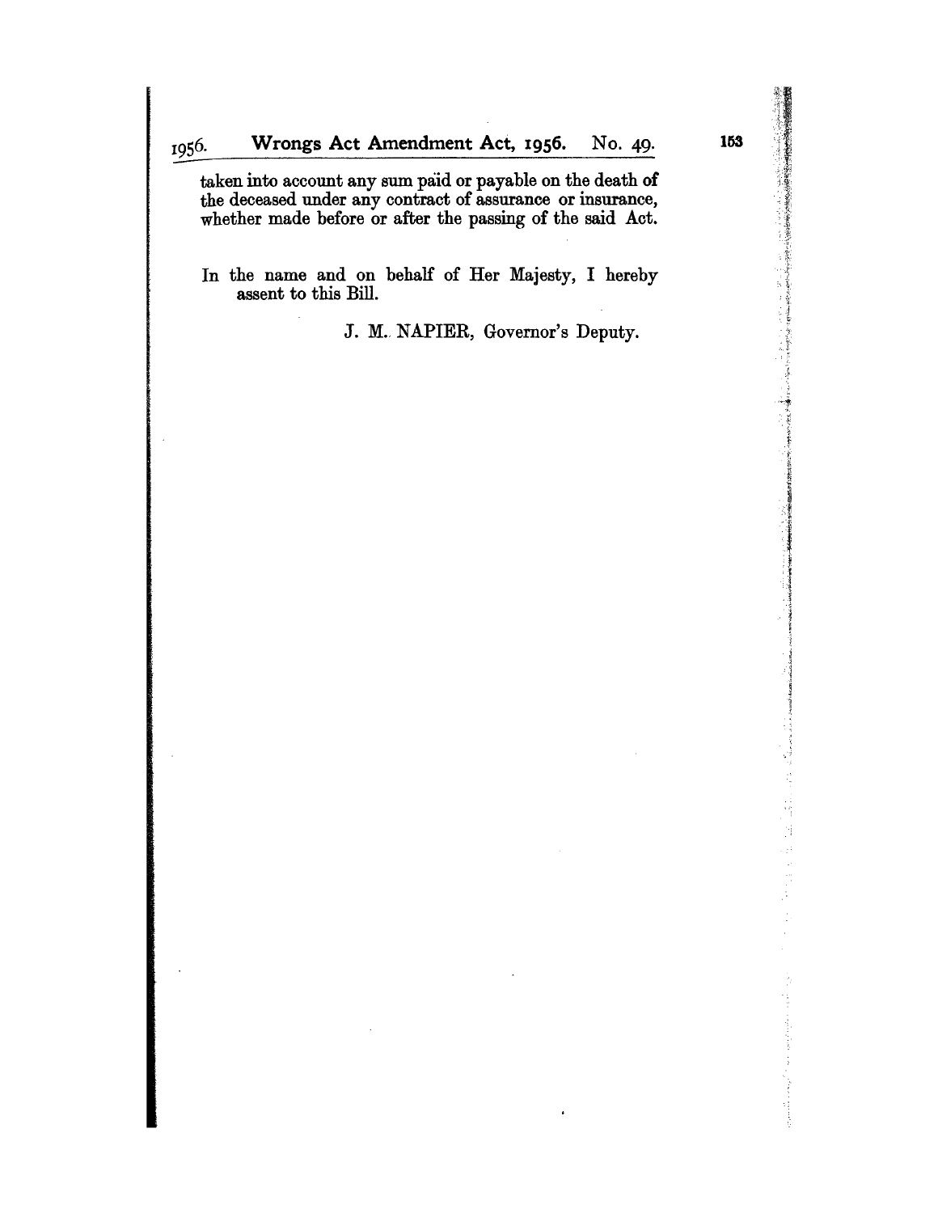taken into account any sum paid or payable on the death of the deceased under any contract of assurance or insurance, whether made before or after the passing of the said Act.

In the name and on behalf of Her Majesty, I hereby assent to this Bill.

J. M. NAPIER, Governor's Deputy.